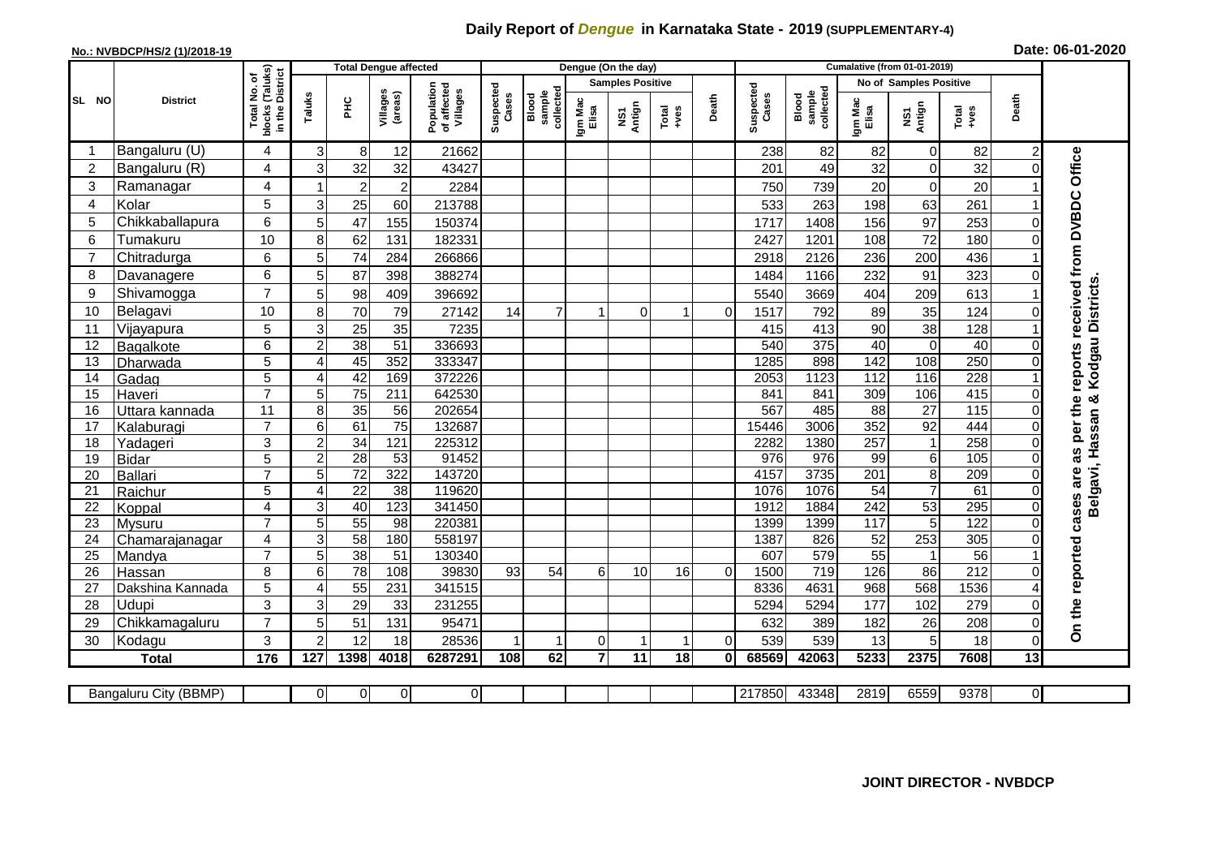# Daily Report of *Dengue* in Karnataka State - 2019 (SUPPLEMENTARY-4)

**No.: NVBDCP/HS/2 (1)/2018-19**

**Date: 06-01-2020**

| SL NO | District | Total No. of blocks (Taluks) in the District | Total Dengue affected | | | | Dengue (On the day) | | | | | | | Cumalative (from 01-01-2019) | | | | | | | |
|---|---|---|---|---|---|---|---|---|---|---|---|---|---|---|---|---|---|---|---|---|
| | | | Taluks | PHC | Villages (areas) | Population of affected Villages | Suspected Cases | Blood sample collected | Samples Positive | | | Death | Suspected Cases | Blood sample collected | No of Samples Positive | | | Death | |
| | | | | | | | | | Igm Mac Elisa | NS1 Antign | Total +ves | | | | Igm Mac Elisa | NS1 Antign | Total +ves | | |
| 1 | Bangaluru (U) | 4 | 3 | 8 | 12 | 21662 | | | | | | | 238 | 82 | 82 | 0 | 82 | 2 | On the reported cases are as per the reports received from DVBDC Office Belgavi, Hassan & Kodgau Districts. |
| 2 | Bangaluru (R) | 4 | 3 | 32 | 32 | 43427 | | | | | | | 201 | 49 | 32 | 0 | 32 | 0 | |
| 3 | Ramanagar | 4 | 1 | 2 | 2 | 2284 | | | | | | | 750 | 739 | 20 | 0 | 20 | 1 | |
| 4 | Kolar | 5 | 3 | 25 | 60 | 213788 | | | | | | | 533 | 263 | 198 | 63 | 261 | 1 | |
| 5 | Chikkaballapura | 6 | 5 | 47 | 155 | 150374 | | | | | | | 1717 | 1408 | 156 | 97 | 253 | 0 | |
| 6 | Tumakuru | 10 | 8 | 62 | 131 | 182331 | | | | | | | 2427 | 1201 | 108 | 72 | 180 | 0 | |
| 7 | Chitradurga | 6 | 5 | 74 | 284 | 266866 | | | | | | | 2918 | 2126 | 236 | 200 | 436 | 1 | |
| 8 | Davanagere | 6 | 5 | 87 | 398 | 388274 | | | | | | | 1484 | 1166 | 232 | 91 | 323 | 0 | |
| 9 | Shivamogga | 7 | 5 | 98 | 409 | 396692 | | | | | | | 5540 | 3669 | 404 | 209 | 613 | 1 | |
| 10 | Belagavi | 10 | 8 | 70 | 79 | 27142 | 14 | 7 | 1 | 0 | 1 | 0 | 1517 | 792 | 89 | 35 | 124 | 0 | |
| 11 | Vijayapura | 5 | 3 | 25 | 35 | 7235 | | | | | | | 415 | 413 | 90 | 38 | 128 | 1 | |
| 12 | Bagalkote | 6 | 2 | 38 | 51 | 336693 | | | | | | | 540 | 375 | 40 | 0 | 40 | 0 | |
| 13 | Dharwada | 5 | 4 | 45 | 352 | 333347 | | | | | | | 1285 | 898 | 142 | 108 | 250 | 0 | |
| 14 | Gadag | 5 | 4 | 42 | 169 | 372226 | | | | | | | 2053 | 1123 | 112 | 116 | 228 | 1 | |
| 15 | Haveri | 7 | 5 | 75 | 211 | 642530 | | | | | | | 841 | 841 | 309 | 106 | 415 | 0 | |
| 16 | Uttara kannada | 11 | 8 | 35 | 56 | 202654 | | | | | | | 567 | 485 | 88 | 27 | 115 | 0 | |
| 17 | Kalaburagi | 7 | 6 | 61 | 75 | 132687 | | | | | | | 15446 | 3006 | 352 | 92 | 444 | 0 | |
| 18 | Yadageri | 3 | 2 | 34 | 121 | 225312 | | | | | | | 2282 | 1380 | 257 | 1 | 258 | 0 | |
| 19 | Bidar | 5 | 2 | 28 | 53 | 91452 | | | | | | | 976 | 976 | 99 | 6 | 105 | 0 | |
| 20 | Ballari | 7 | 5 | 72 | 322 | 143720 | | | | | | | 4157 | 3735 | 201 | 8 | 209 | 0 | |
| 21 | Raichur | 5 | 4 | 22 | 38 | 119620 | | | | | | | 1076 | 1076 | 54 | 7 | 61 | 0 | |
| 22 | Koppal | 4 | 3 | 40 | 123 | 341450 | | | | | | | 1912 | 1884 | 242 | 53 | 295 | 0 | |
| 23 | Mysuru | 7 | 5 | 55 | 98 | 220381 | | | | | | | 1399 | 1399 | 117 | 5 | 122 | 0 | |
| 24 | Chamarajanagar | 4 | 3 | 58 | 180 | 558197 | | | | | | | 1387 | 826 | 52 | 253 | 305 | 0 | |
| 25 | Mandya | 7 | 5 | 38 | 51 | 130340 | | | | | | | 607 | 579 | 55 | 1 | 56 | 1 | |
| 26 | Hassan | 8 | 6 | 78 | 108 | 39830 | 93 | 54 | 6 | 10 | 16 | 0 | 1500 | 719 | 126 | 86 | 212 | 0 | |
| 27 | Dakshina Kannada | 5 | 4 | 55 | 231 | 341515 | | | | | | | 8336 | 4631 | 968 | 568 | 1536 | 4 | |
| 28 | Udupi | 3 | 3 | 29 | 33 | 231255 | | | | | | | 5294 | 5294 | 177 | 102 | 279 | 0 | |
| 29 | Chikkamagaluru | 7 | 5 | 51 | 131 | 95471 | | | | | | | 632 | 389 | 182 | 26 | 208 | 0 | |
| 30 | Kodagu | 3 | 2 | 12 | 18 | 28536 | 1 | 1 | 0 | 1 | 1 | 0 | 539 | 539 | 13 | 5 | 18 | 0 | |
| | **Total** | **176** | **127** | **1398** | **4018** | **6287291** | **108** | **62** | **7** | **11** | **18** | **0** | **68569** | **42063** | **5233** | **2375** | **7608** | **13** | |

| | | | | | | | | | | | | | | | | | |
|---|---|---|---|---|---|---|---|---|---|---|---|---|---|---|---|---|---|
| Bangaluru City (BBMP) | | 0 | 0 | 0 | 0 | | | | | | | 217850 | 43348 | 2819 | 6559 | 9378 | 0 |

**JOINT DIRECTOR - NVBDCP**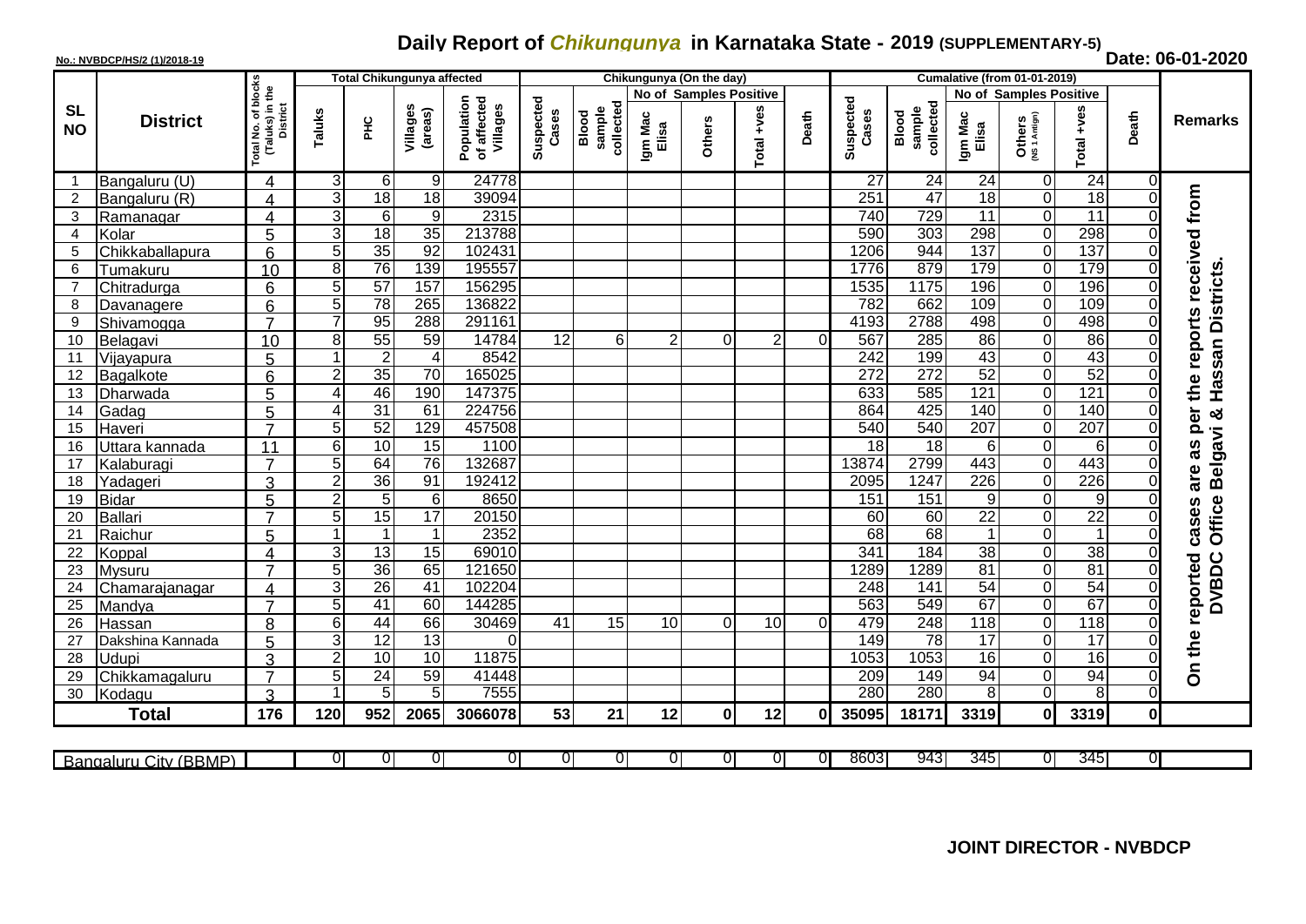# Daily Report of *Chikungunya* in Karnataka State - 2019 (SUPPLEMENTARY-5)

**No.: NVBDCP/HS/2 (1)/2018-19** **Date: 06-01-2020**

| SL NO | District | Total No. of blocks (Taluks) in the District | Total Chikungunya affected | | | | Chikungunya (On the day) | | | | | | | Cumalative (from 01-01-2019) | | | | | | | Remarks |
|---|---|---|---|---|---|---|---|---|---|---|---|---|---|---|---|---|---|---|---|---|---|
| | | | Taluks | PHC | Villages (areas) | Population of affected Villages | Suspected Cases | Blood sample collected | No of Samples Positive | | | Death | Suspected Cases | Blood sample collected | No of Samples Positive | | | Death | |
| | | | | | | | | | Igm Mac Elisa | Others | Total +ves | | | | Igm Mac Elisa | Others (NS1 Antign) | Total +ves | | |
| 1 | Bangaluru (U) | 4 | 3 | 6 | 9 | 24778 | | | | | | | 27 | 24 | 24 | 0 | 24 | 0 | On the reported cases are as per the reports received from DVBDC Office Belgavi & Hassan Districts. |
| 2 | Bangaluru (R) | 4 | 3 | 18 | 18 | 39094 | | | | | | | 251 | 47 | 18 | 0 | 18 | 0 | |
| 3 | Ramanagar | 4 | 3 | 6 | 9 | 2315 | | | | | | | 740 | 729 | 11 | 0 | 11 | 0 | |
| 4 | Kolar | 5 | 3 | 18 | 35 | 213788 | | | | | | | 590 | 303 | 298 | 0 | 298 | 0 | |
| 5 | Chikkaballapura | 6 | 5 | 35 | 92 | 102431 | | | | | | | 1206 | 944 | 137 | 0 | 137 | 0 | |
| 6 | Tumakuru | 10 | 8 | 76 | 139 | 195557 | | | | | | | 1776 | 879 | 179 | 0 | 179 | 0 | |
| 7 | Chitradurga | 6 | 5 | 57 | 157 | 156295 | | | | | | | 1535 | 1175 | 196 | 0 | 196 | 0 | |
| 8 | Davanagere | 6 | 5 | 78 | 265 | 136822 | | | | | | | 782 | 662 | 109 | 0 | 109 | 0 | |
| 9 | Shivamogga | 7 | 7 | 95 | 288 | 291161 | | | | | | | 4193 | 2788 | 498 | 0 | 498 | 0 | |
| 10 | Belagavi | 10 | 8 | 55 | 59 | 14784 | 12 | 6 | 2 | 0 | 2 | 0 | 567 | 285 | 86 | 0 | 86 | 0 | |
| 11 | Vijayapura | 5 | 1 | 2 | 4 | 8542 | | | | | | | 242 | 199 | 43 | 0 | 43 | 0 | |
| 12 | Bagalkote | 6 | 2 | 35 | 70 | 165025 | | | | | | | 272 | 272 | 52 | 0 | 52 | 0 | |
| 13 | Dharwada | 5 | 4 | 46 | 190 | 147375 | | | | | | | 633 | 585 | 121 | 0 | 121 | 0 | |
| 14 | Gadag | 5 | 4 | 31 | 61 | 224756 | | | | | | | 864 | 425 | 140 | 0 | 140 | 0 | |
| 15 | Haveri | 7 | 5 | 52 | 129 | 457508 | | | | | | | 540 | 540 | 207 | 0 | 207 | 0 | |
| 16 | Uttara kannada | 11 | 6 | 10 | 15 | 1100 | | | | | | | 18 | 18 | 6 | 0 | 6 | 0 | |
| 17 | Kalaburagi | 7 | 5 | 64 | 76 | 132687 | | | | | | | 13874 | 2799 | 443 | 0 | 443 | 0 | |
| 18 | Yadageri | 3 | 2 | 36 | 91 | 192412 | | | | | | | 2095 | 1247 | 226 | 0 | 226 | 0 | |
| 19 | Bidar | 5 | 2 | 5 | 6 | 8650 | | | | | | | 151 | 151 | 9 | 0 | 9 | 0 | |
| 20 | Ballari | 7 | 5 | 15 | 17 | 20150 | | | | | | | 60 | 60 | 22 | 0 | 22 | 0 | |
| 21 | Raichur | 5 | 1 | 1 | 1 | 2352 | | | | | | | 68 | 68 | 1 | 0 | 1 | 0 | |
| 22 | Koppal | 4 | 3 | 13 | 15 | 69010 | | | | | | | 341 | 184 | 38 | 0 | 38 | 0 | |
| 23 | Mysuru | 7 | 5 | 36 | 65 | 121650 | | | | | | | 1289 | 1289 | 81 | 0 | 81 | 0 | |
| 24 | Chamarajanagar | 4 | 3 | 26 | 41 | 102204 | | | | | | | 248 | 141 | 54 | 0 | 54 | 0 | |
| 25 | Mandya | 7 | 5 | 41 | 60 | 144285 | | | | | | | 563 | 549 | 67 | 0 | 67 | 0 | |
| 26 | Hassan | 8 | 6 | 44 | 66 | 30469 | 41 | 15 | 10 | 0 | 10 | 0 | 479 | 248 | 118 | 0 | 118 | 0 | |
| 27 | Dakshina Kannada | 5 | 3 | 12 | 13 | 0 | | | | | | | 149 | 78 | 17 | 0 | 17 | 0 | |
| 28 | Udupi | 3 | 2 | 10 | 10 | 11875 | | | | | | | 1053 | 1053 | 16 | 0 | 16 | 0 | |
| 29 | Chikkamagaluru | 7 | 5 | 24 | 59 | 41448 | | | | | | | 209 | 149 | 94 | 0 | 94 | 0 | |
| 30 | Kodagu | 3 | 1 | 5 | 5 | 7555 | | | | | | | 280 | 280 | 8 | 0 | 8 | 0 | |
| **Total** | | **176** | **120** | **952** | **2065** | **3066078** | **53** | **21** | **12** | **0** | **12** | **0** | **35095** | **18171** | **3319** | **0** | **3319** | **0** | |

| | | | | | | | | | | | | | | | | | | |
|---|---|---|---|---|---|---|---|---|---|---|---|---|---|---|---|---|---|---|
| Bangaluru City (BBMP) | | 0 | 0 | 0 | 0 | 0 | 0 | 0 | 0 | 0 | 0 | 8603 | 943 | 345 | 0 | 345 | 0 | |

**JOINT DIRECTOR - NVBDCP**